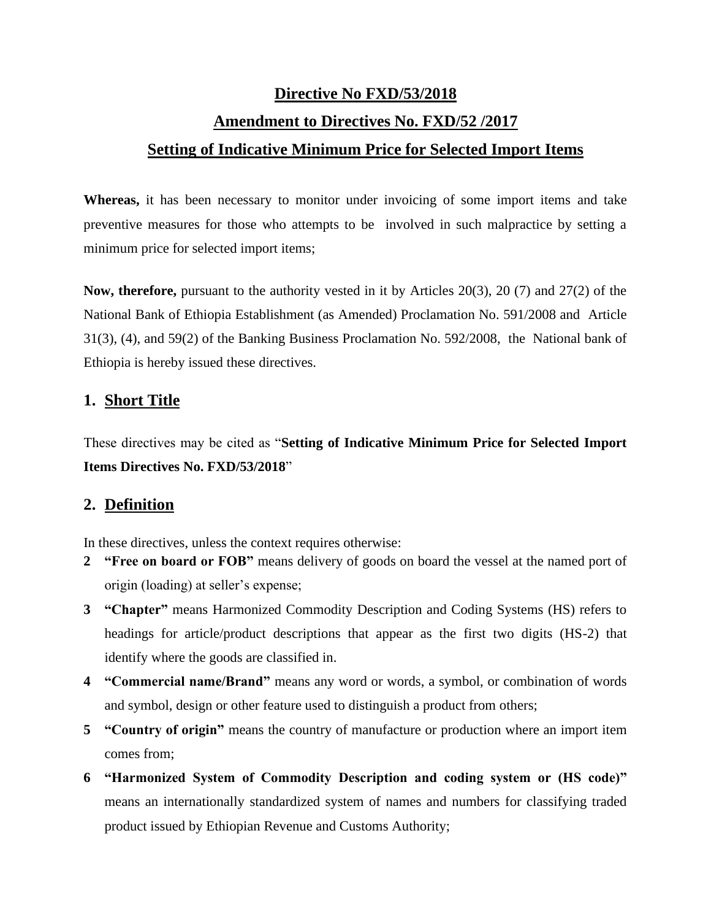# Directive No FXD/53/2018

## Amendment to Directives No. FXD/52 /2017

## Setting of Indicative Minimum Price for Selected Import Items

**Whereas,** it has been necessary to monitor under invoicing of some import items and take preventive measures for those who attempts to be involved in such malpractice by setting a minimum price for selected import items;

**Now, therefore,** pursuant to the authority vested in it by Articles 20(3), 20 (7) and 27(2) of the National Bank of Ethiopia Establishment (as Amended) Proclamation No. 591/2008 and Article 31(3), (4), and 59(2) of the Banking Business Proclamation No. 592/2008, the National bank of Ethiopia is hereby issued these directives.

## 1. Short Title

These directives may be cited as "**Setting of Indicative Minimum Price for Selected Import Items Directives No. FXD/53/2018**"

## 2. Definition

In these directives, unless the context requires otherwise:

2 **"Free on board or FOB"** means delivery of goods on board the vessel at the named port of origin (loading) at seller's expense;

3 **"Chapter"** means Harmonized Commodity Description and Coding Systems (HS) refers to headings for article/product descriptions that appear as the first two digits (HS-2) that identify where the goods are classified in.

4 **"Commercial name/Brand"** means any word or words, a symbol, or combination of words and symbol, design or other feature used to distinguish a product from others;

5 **"Country of origin"** means the country of manufacture or production where an import item comes from;

6 **"Harmonized System of Commodity Description and coding system or (HS code)"** means an internationally standardized system of names and numbers for classifying traded product issued by Ethiopian Revenue and Customs Authority;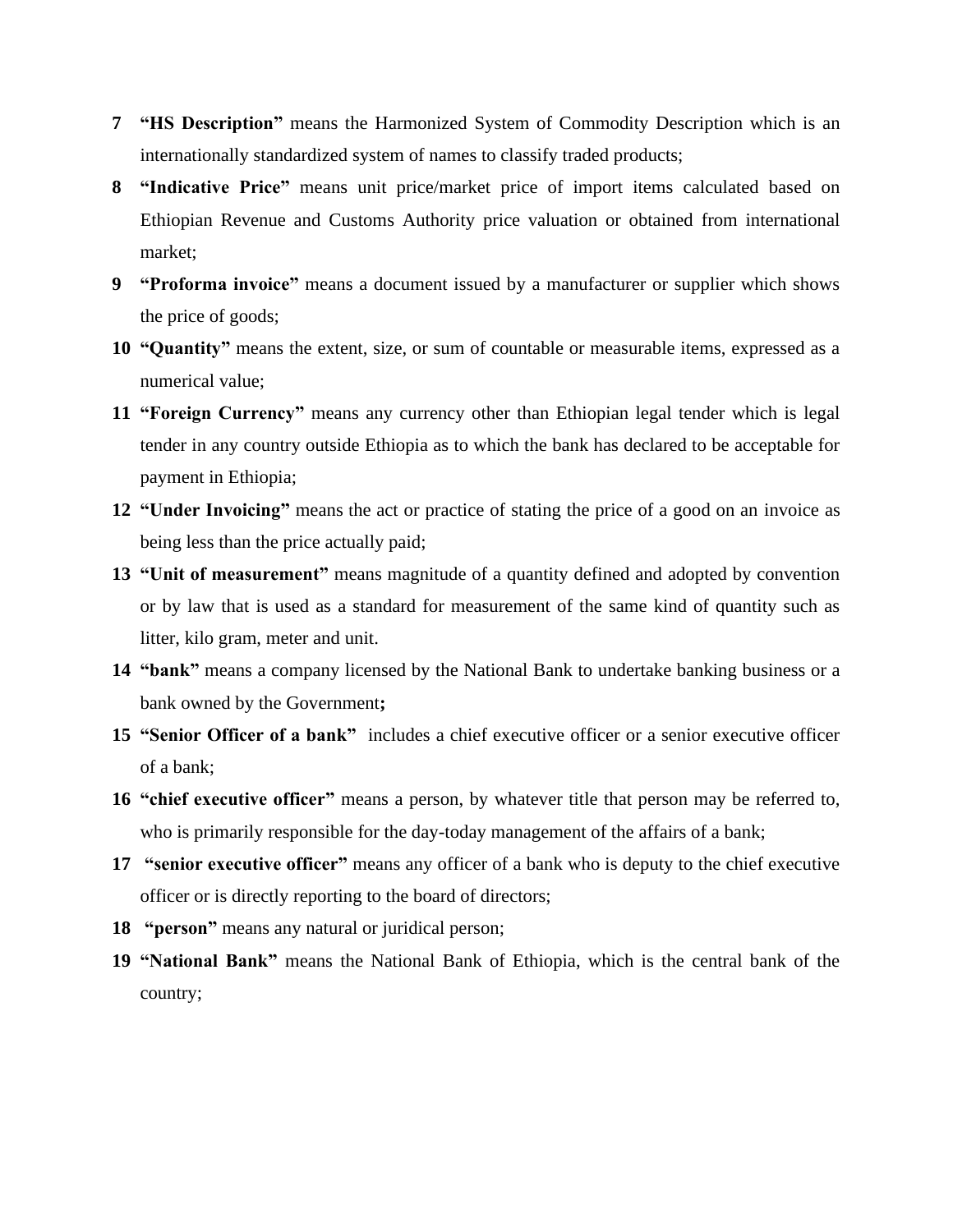7 **"HS Description"** means the Harmonized System of Commodity Description which is an internationally standardized system of names to classify traded products;

8 **"Indicative Price"** means unit price/market price of import items calculated based on Ethiopian Revenue and Customs Authority price valuation or obtained from international market;

9 **"Proforma invoice"** means a document issued by a manufacturer or supplier which shows the price of goods;

10 **"Quantity"** means the extent, size, or sum of countable or measurable items, expressed as a numerical value;

11 **"Foreign Currency"** means any currency other than Ethiopian legal tender which is legal tender in any country outside Ethiopia as to which the bank has declared to be acceptable for payment in Ethiopia;

12 **"Under Invoicing"** means the act or practice of stating the price of a good on an invoice as being less than the price actually paid;

13 **"Unit of measurement"** means magnitude of a quantity defined and adopted by convention or by law that is used as a standard for measurement of the same kind of quantity such as litter, kilo gram, meter and unit.

14 **"bank"** means a company licensed by the National Bank to undertake banking business or a bank owned by the Government**;**

15 **"Senior Officer of a bank"** includes a chief executive officer or a senior executive officer of a bank;

16 **"chief executive officer"** means a person, by whatever title that person may be referred to, who is primarily responsible for the day-today management of the affairs of a bank;

17 **"senior executive officer"** means any officer of a bank who is deputy to the chief executive officer or is directly reporting to the board of directors;

18 **"person"** means any natural or juridical person;

19 **"National Bank"** means the National Bank of Ethiopia, which is the central bank of the country;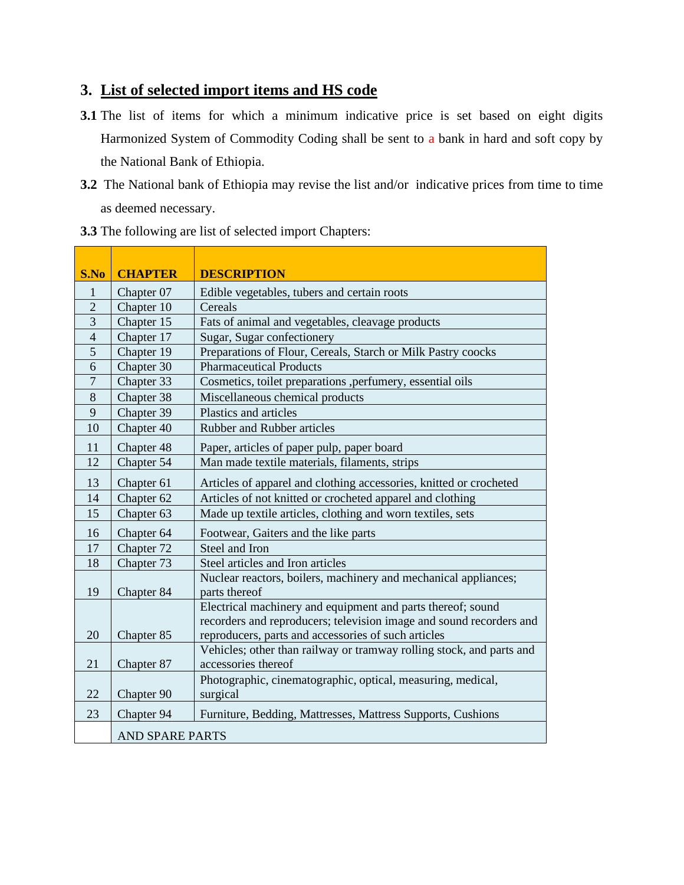## 3. List of selected import items and HS code

**3.1** The list of items for which a minimum indicative price is set based on eight digits Harmonized System of Commodity Coding shall be sent to a bank in hard and soft copy by the National Bank of Ethiopia.

**3.2** The National bank of Ethiopia may revise the list and/or indicative prices from time to time as deemed necessary.

**3.3** The following are list of selected import Chapters:

| S.No | CHAPTER | DESCRIPTION |
|---|---|---|
| 1 | Chapter 07 | Edible vegetables, tubers and certain roots |
| 2 | Chapter 10 | Cereals |
| 3 | Chapter 15 | Fats of animal and vegetables, cleavage products |
| 4 | Chapter 17 | Sugar, Sugar confectionery |
| 5 | Chapter 19 | Preparations of Flour, Cereals, Starch or Milk Pastry coocks |
| 6 | Chapter 30 | Pharmaceutical Products |
| 7 | Chapter 33 | Cosmetics, toilet preparations ,perfumery, essential oils |
| 8 | Chapter 38 | Miscellaneous chemical products |
| 9 | Chapter 39 | Plastics and articles |
| 10 | Chapter 40 | Rubber and Rubber articles |
| 11 | Chapter 48 | Paper, articles of paper pulp, paper board |
| 12 | Chapter 54 | Man made textile materials, filaments, strips |
| 13 | Chapter 61 | Articles of apparel and clothing accessories, knitted or crocheted |
| 14 | Chapter 62 | Articles of not knitted or crocheted apparel and clothing |
| 15 | Chapter 63 | Made up textile articles, clothing and worn textiles, sets |
| 16 | Chapter 64 | Footwear, Gaiters and the like parts |
| 17 | Chapter 72 | Steel and Iron |
| 18 | Chapter 73 | Steel articles and Iron articles |
| 19 | Chapter 84 | Nuclear reactors, boilers, machinery and mechanical appliances; parts thereof |
| 20 | Chapter 85 | Electrical machinery and equipment and parts thereof; sound recorders and reproducers; television image and sound recorders and reproducers, parts and accessories of such articles |
| 21 | Chapter 87 | Vehicles; other than railway or tramway rolling stock, and parts and accessories thereof |
| 22 | Chapter 90 | Photographic, cinematographic, optical, measuring, medical, surgical |
| 23 | Chapter 94 | Furniture, Bedding, Mattresses, Mattress Supports, Cushions |
| | AND SPARE PARTS | |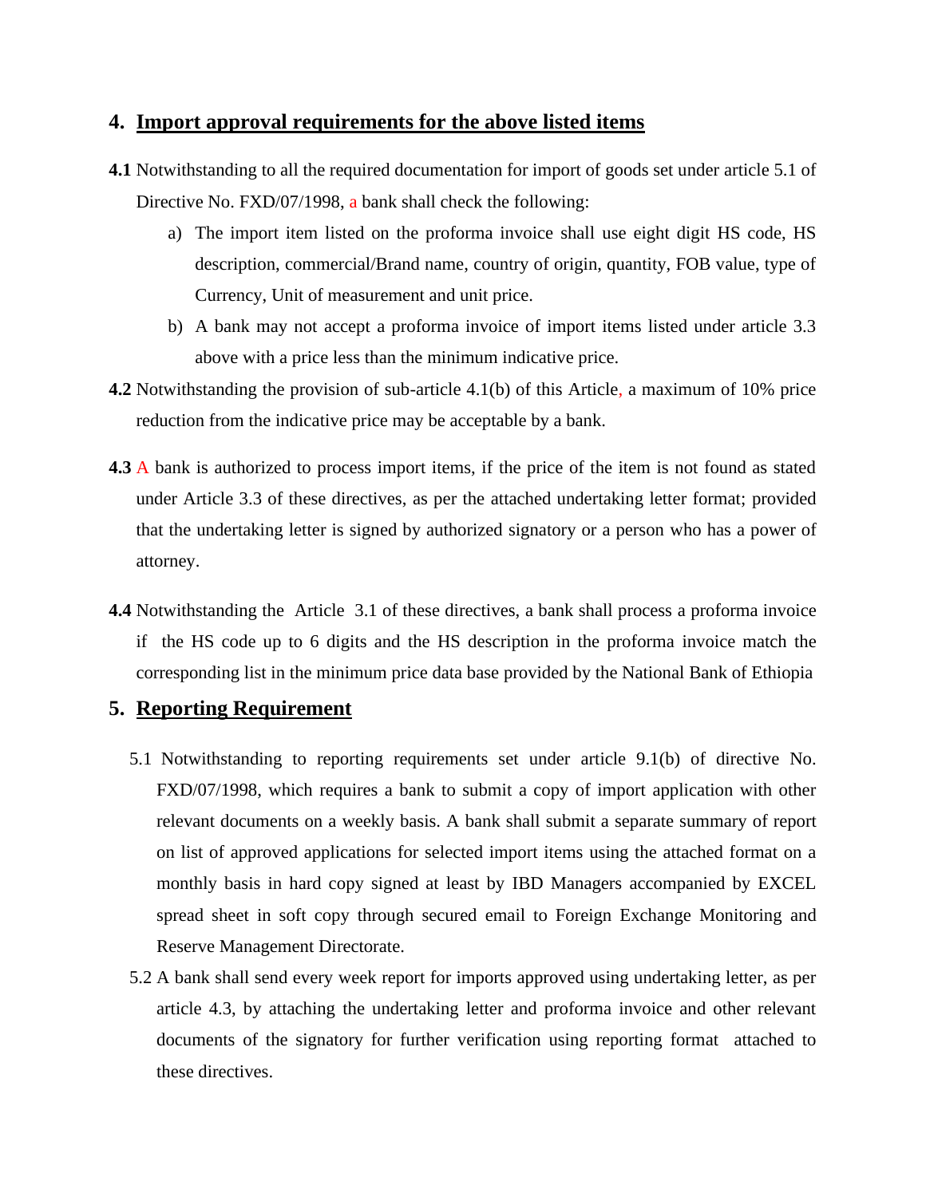## 4. Import approval requirements for the above listed items

**4.1** Notwithstanding to all the required documentation for import of goods set under article 5.1 of Directive No. FXD/07/1998, a bank shall check the following:

a) The import item listed on the proforma invoice shall use eight digit HS code, HS description, commercial/Brand name, country of origin, quantity, FOB value, type of Currency, Unit of measurement and unit price.

b) A bank may not accept a proforma invoice of import items listed under article 3.3 above with a price less than the minimum indicative price.

**4.2** Notwithstanding the provision of sub-article 4.1(b) of this Article, a maximum of 10% price reduction from the indicative price may be acceptable by a bank.

**4.3** A bank is authorized to process import items, if the price of the item is not found as stated under Article 3.3 of these directives, as per the attached undertaking letter format; provided that the undertaking letter is signed by authorized signatory or a person who has a power of attorney.

**4.4** Notwithstanding the Article 3.1 of these directives, a bank shall process a proforma invoice if the HS code up to 6 digits and the HS description in the proforma invoice match the corresponding list in the minimum price data base provided by the National Bank of Ethiopia

## 5. Reporting Requirement

5.1 Notwithstanding to reporting requirements set under article 9.1(b) of directive No. FXD/07/1998, which requires a bank to submit a copy of import application with other relevant documents on a weekly basis. A bank shall submit a separate summary of report on list of approved applications for selected import items using the attached format on a monthly basis in hard copy signed at least by IBD Managers accompanied by EXCEL spread sheet in soft copy through secured email to Foreign Exchange Monitoring and Reserve Management Directorate.

5.2 A bank shall send every week report for imports approved using undertaking letter, as per article 4.3, by attaching the undertaking letter and proforma invoice and other relevant documents of the signatory for further verification using reporting format attached to these directives.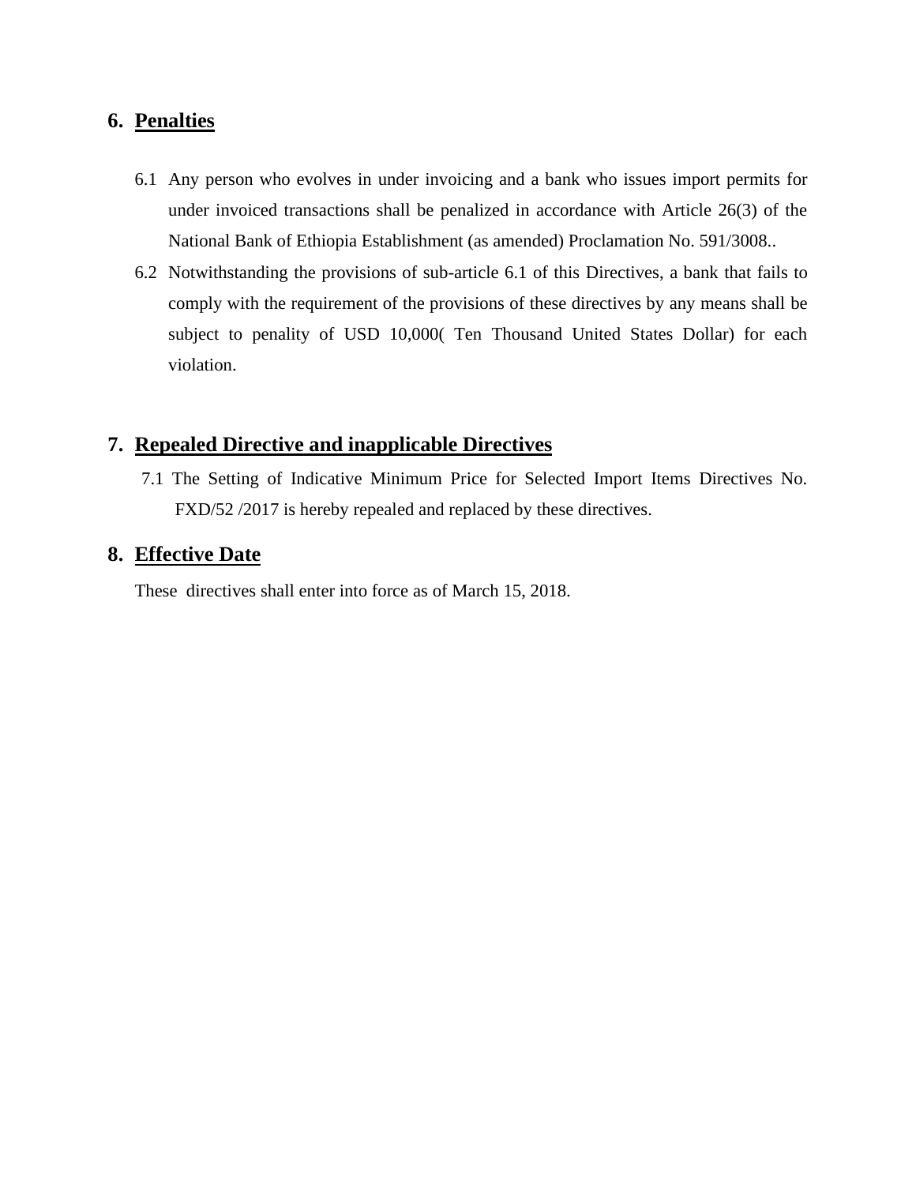## 6. Penalties

6.1 Any person who evolves in under invoicing and a bank who issues import permits for under invoiced transactions shall be penalized in accordance with Article 26(3) of the National Bank of Ethiopia Establishment (as amended) Proclamation No. 591/3008..

6.2 Notwithstanding the provisions of sub-article 6.1 of this Directives, a bank that fails to comply with the requirement of the provisions of these directives by any means shall be subject to penality of USD 10,000( Ten Thousand United States Dollar) for each violation.

## 7. Repealed Directive and inapplicable Directives

7.1 The Setting of Indicative Minimum Price for Selected Import Items Directives No. FXD/52 /2017 is hereby repealed and replaced by these directives.

## 8. Effective Date

These directives shall enter into force as of March 15, 2018.